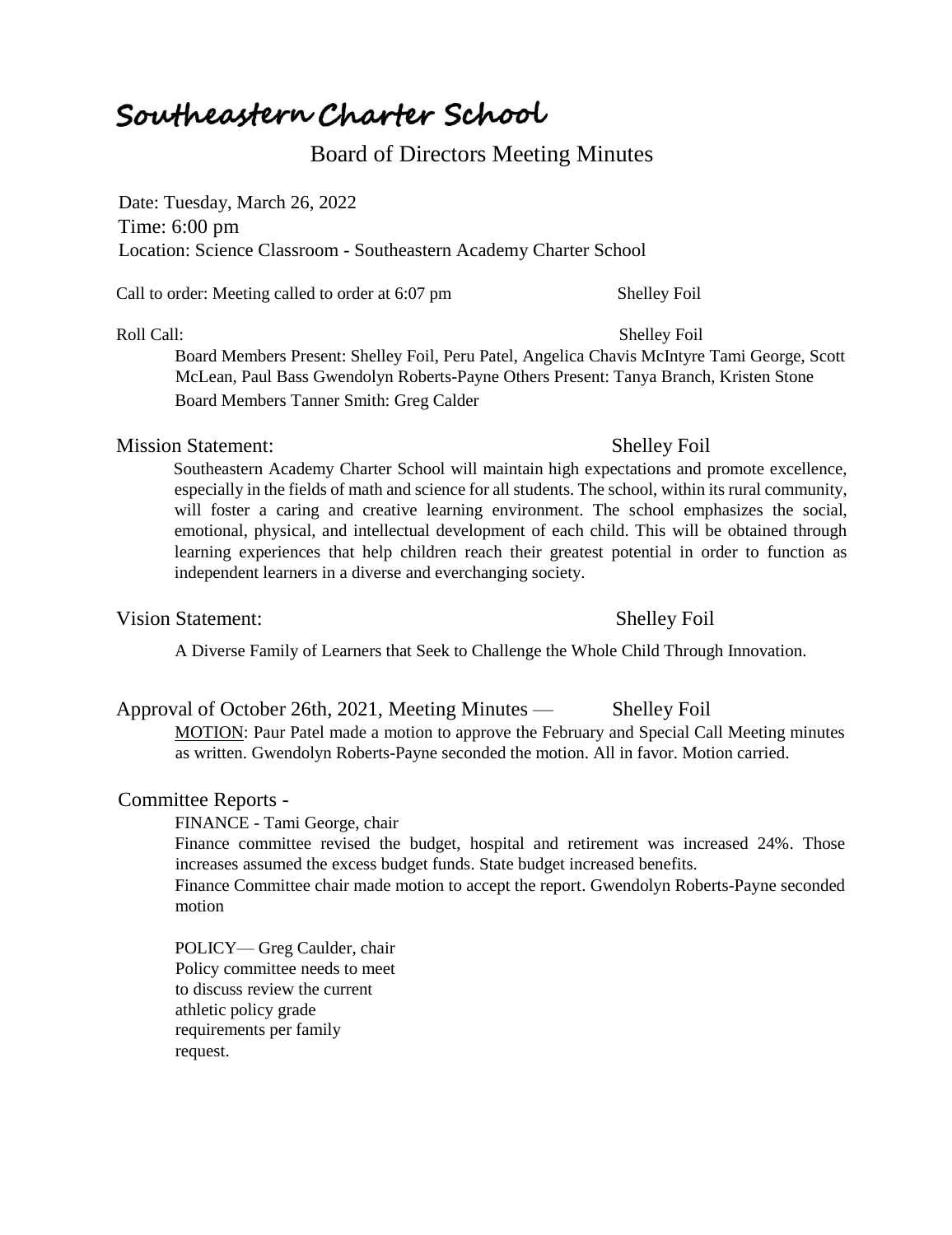# Southeastern Charter School

## Board of Directors Meeting Minutes

Date: Tuesday, March 26, 2022
Time: 6:00 pm
Location: Science Classroom - Southeastern Academy Charter School

Call to order: Meeting called to order at 6:07 pm — Shelley Foil

Roll Call: — Shelley Foil

Board Members Present: Shelley Foil, Peru Patel, Angelica Chavis McIntyre Tami George, Scott McLean, Paul Bass Gwendolyn Roberts-Payne Others Present: Tanya Branch, Kristen Stone
Board Members Tanner Smith: Greg Calder

### Mission Statement: — Shelley Foil

Southeastern Academy Charter School will maintain high expectations and promote excellence, especially in the fields of math and science for all students. The school, within its rural community, will foster a caring and creative learning environment. The school emphasizes the social, emotional, physical, and intellectual development of each child. This will be obtained through learning experiences that help children reach their greatest potential in order to function as independent learners in a diverse and everchanging society.

### Vision Statement: — Shelley Foil

A Diverse Family of Learners that Seek to Challenge the Whole Child Through Innovation.

### Approval of October 26th, 2021, Meeting Minutes — Shelley Foil

MOTION: Paur Patel made a motion to approve the February and Special Call Meeting minutes as written. Gwendolyn Roberts-Payne seconded the motion. All in favor. Motion carried.

### Committee Reports -

FINANCE - Tami George, chair
Finance committee revised the budget, hospital and retirement was increased 24%. Those increases assumed the excess budget funds. State budget increased benefits.
Finance Committee chair made motion to accept the report. Gwendolyn Roberts-Payne seconded motion

POLICY— Greg Caulder, chair
Policy committee needs to meet to discuss review the current athletic policy grade requirements per family request.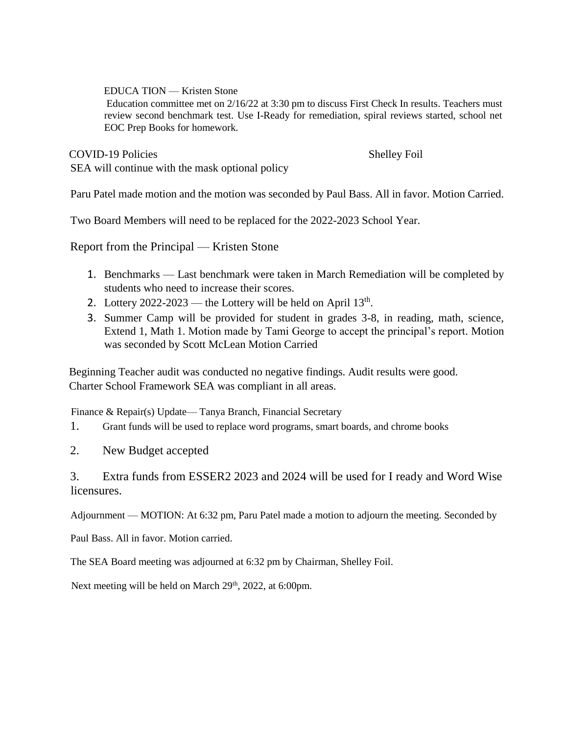EDUCA TION — Kristen Stone

Education committee met on 2/16/22 at 3:30 pm to discuss First Check In results. Teachers must review second benchmark test. Use I-Ready for remediation, spiral reviews started, school net EOC Prep Books for homework.

COVID-19 Policies Shelley Foil

SEA will continue with the mask optional policy

Paru Patel made motion and the motion was seconded by Paul Bass. All in favor. Motion Carried.

Two Board Members will need to be replaced for the 2022-2023 School Year.

Report from the Principal — Kristen Stone

1. Benchmarks — Last benchmark were taken in March Remediation will be completed by students who need to increase their scores.
2. Lottery 2022-2023 — the Lottery will be held on April 13th.
3. Summer Camp will be provided for student in grades 3-8, in reading, math, science, Extend 1, Math 1. Motion made by Tami George to accept the principal's report. Motion was seconded by Scott McLean Motion Carried

Beginning Teacher audit was conducted no negative findings. Audit results were good.
Charter School Framework SEA was compliant in all areas.

Finance & Repair(s) Update— Tanya Branch, Financial Secretary

1. Grant funds will be used to replace word programs, smart boards, and chrome books
2. New Budget accepted
3. Extra funds from ESSER2 2023 and 2024 will be used for I ready and Word Wise licensures.

Adjournment — MOTION: At 6:32 pm, Paru Patel made a motion to adjourn the meeting. Seconded by Paul Bass. All in favor. Motion carried.

The SEA Board meeting was adjourned at 6:32 pm by Chairman, Shelley Foil.

Next meeting will be held on March 29th, 2022, at 6:00pm.